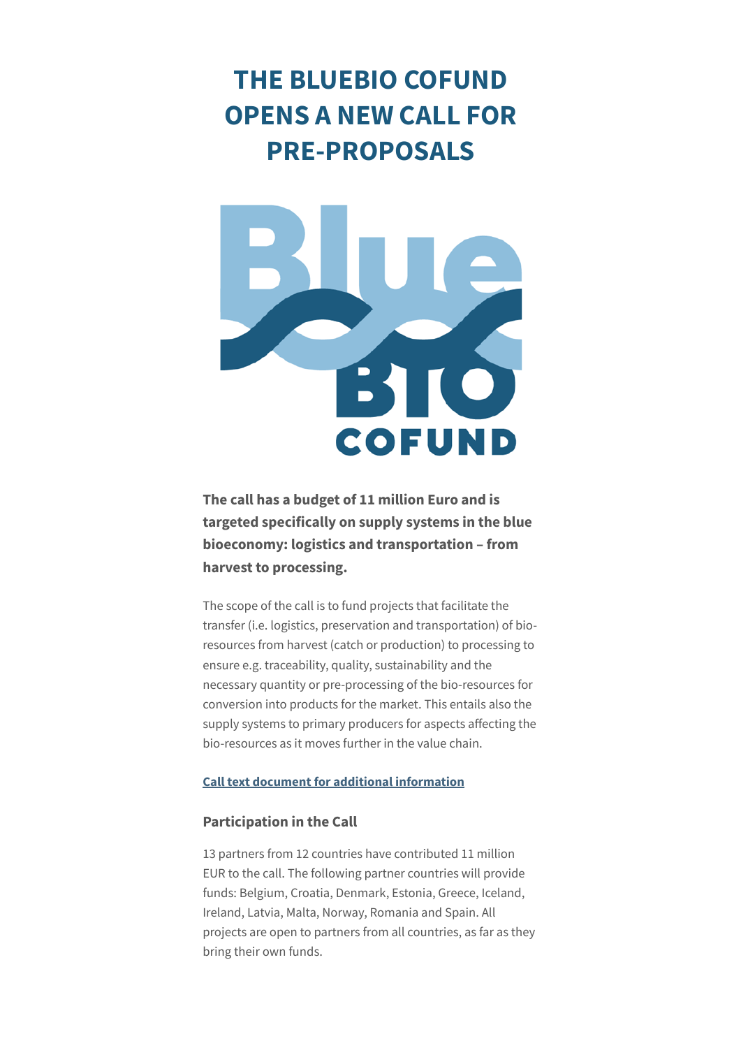# THE BLUEBIO COFUND OPENS A NEW CALL FOR PRE-PROPOSALS

**The call has a budget of 11 million Euro and is targeted specifically on supply systems in the blue bioeconomy: logistics and transportation – from harvest to processing.**

The scope of the call is to fund projects that facilitate the transfer (i.e. logistics, preservation and transportation) of bio-resources from harvest (catch or production) to processing to ensure e.g. traceability, quality, sustainability and the necessary quantity or pre-processing of the bio-resources for conversion into products for the market. This entails also the supply systems to primary producers for aspects affecting the bio-resources as it moves further in the value chain.

**Call text document for additional information**

### Participation in the Call

13 partners from 12 countries have contributed 11 million EUR to the call. The following partner countries will provide funds: Belgium, Croatia, Denmark, Estonia, Greece, Iceland, Ireland, Latvia, Malta, Norway, Romania and Spain. All projects are open to partners from all countries, as far as they bring their own funds.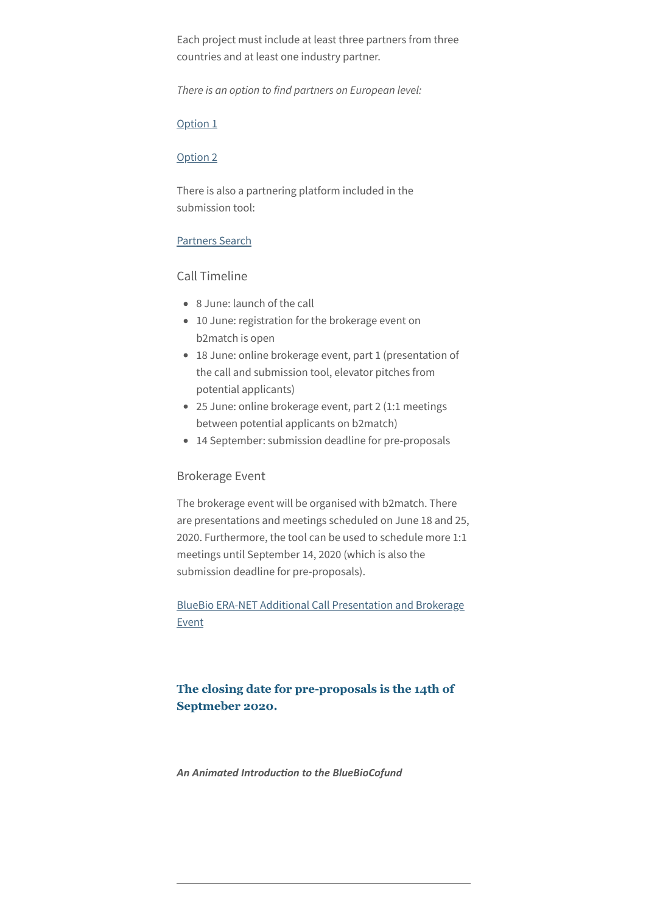Each project must include at least three partners from three countries and at least one industry partner.

*There is an option to find partners on European level:*

Option 1

Option 2

There is also a partnering platform included in the submission tool:

Partners Search

### Call Timeline

- 8 June: launch of the call
- 10 June: registration for the brokerage event on b2match is open
- 18 June: online brokerage event, part 1 (presentation of the call and submission tool, elevator pitches from potential applicants)
- 25 June: online brokerage event, part 2 (1:1 meetings between potential applicants on b2match)
- 14 September: submission deadline for pre-proposals

### Brokerage Event

The brokerage event will be organised with b2match. There are presentations and meetings scheduled on June 18 and 25, 2020. Furthermore, the tool can be used to schedule more 1:1 meetings until September 14, 2020 (which is also the submission deadline for pre-proposals).

BlueBio ERA-NET Additional Call Presentation and Brokerage Event

**The closing date for pre-proposals is the 14th of Septmeber 2020.**

***An Animated Introduction to the BlueBioCofund***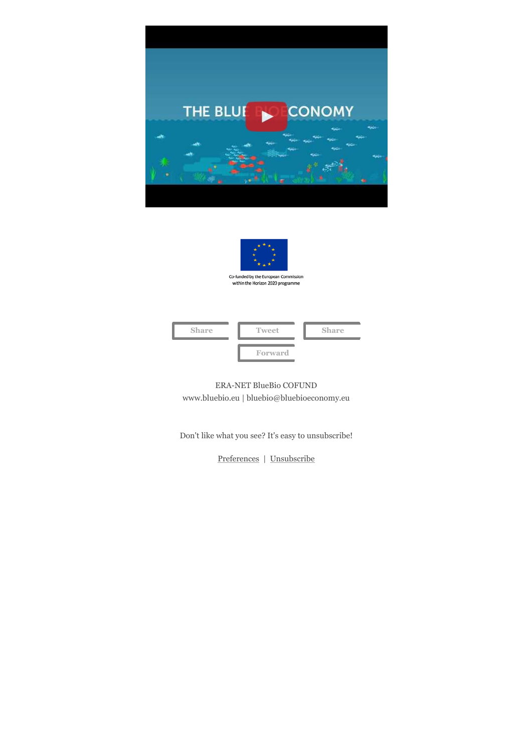Co-funded by the European Commission within the Horizon 2020 programme

Share | Tweet | Share

Forward

ERA-NET BlueBio COFUND
www.bluebio.eu | bluebio@bluebioeconomy.eu

Don't like what you see? It's easy to unsubscribe!

Preferences | Unsubscribe